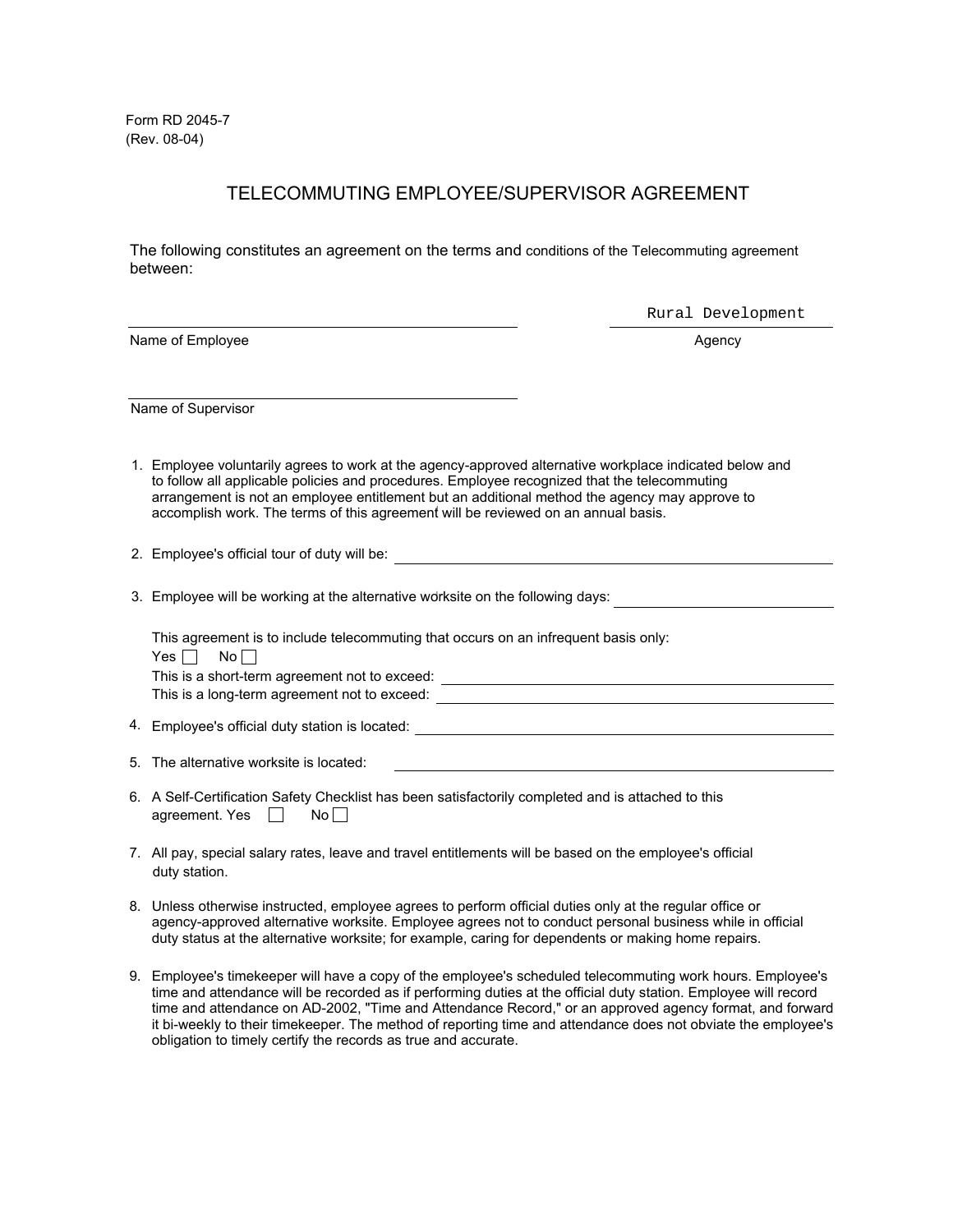Form RD 2045-7
(Rev. 08-04)

# TELECOMMUTING EMPLOYEE/SUPERVISOR AGREEMENT

The following constitutes an agreement on the terms and conditions of the Telecommuting agreement between:

| | |
|---|---|
| ______________________________ | Rural Development |
| Name of Employee | Agency |

______________________________
Name of Supervisor

1. Employee voluntarily agrees to work at the agency-approved alternative workplace indicated below and to follow all applicable policies and procedures. Employee recognized that the telecommuting arrangement is not an employee entitlement but an additional method the agency may approve to accomplish work. The terms of this agreement will be reviewed on an annual basis.

2. Employee's official tour of duty will be: ______________________________

3. Employee will be working at the alternative worksite on the following days: ______________________________

   This agreement is to include telecommuting that occurs on an infrequent basis only:
   Yes ☐ No ☐
   This is a short-term agreement not to exceed: ______________________________
   This is a long-term agreement not to exceed: ______________________________

4. Employee's official duty station is located: ______________________________

5. The alternative worksite is located: ______________________________

6. A Self-Certification Safety Checklist has been satisfactorily completed and is attached to this agreement. Yes ☐ No ☐

7. All pay, special salary rates, leave and travel entitlements will be based on the employee's official duty station.

8. Unless otherwise instructed, employee agrees to perform official duties only at the regular office or agency-approved alternative worksite. Employee agrees not to conduct personal business while in official duty status at the alternative worksite; for example, caring for dependents or making home repairs.

9. Employee's timekeeper will have a copy of the employee's scheduled telecommuting work hours. Employee's time and attendance will be recorded as if performing duties at the official duty station. Employee will record time and attendance on AD-2002, "Time and Attendance Record," or an approved agency format, and forward it bi-weekly to their timekeeper. The method of reporting time and attendance does not obviate the employee's obligation to timely certify the records as true and accurate.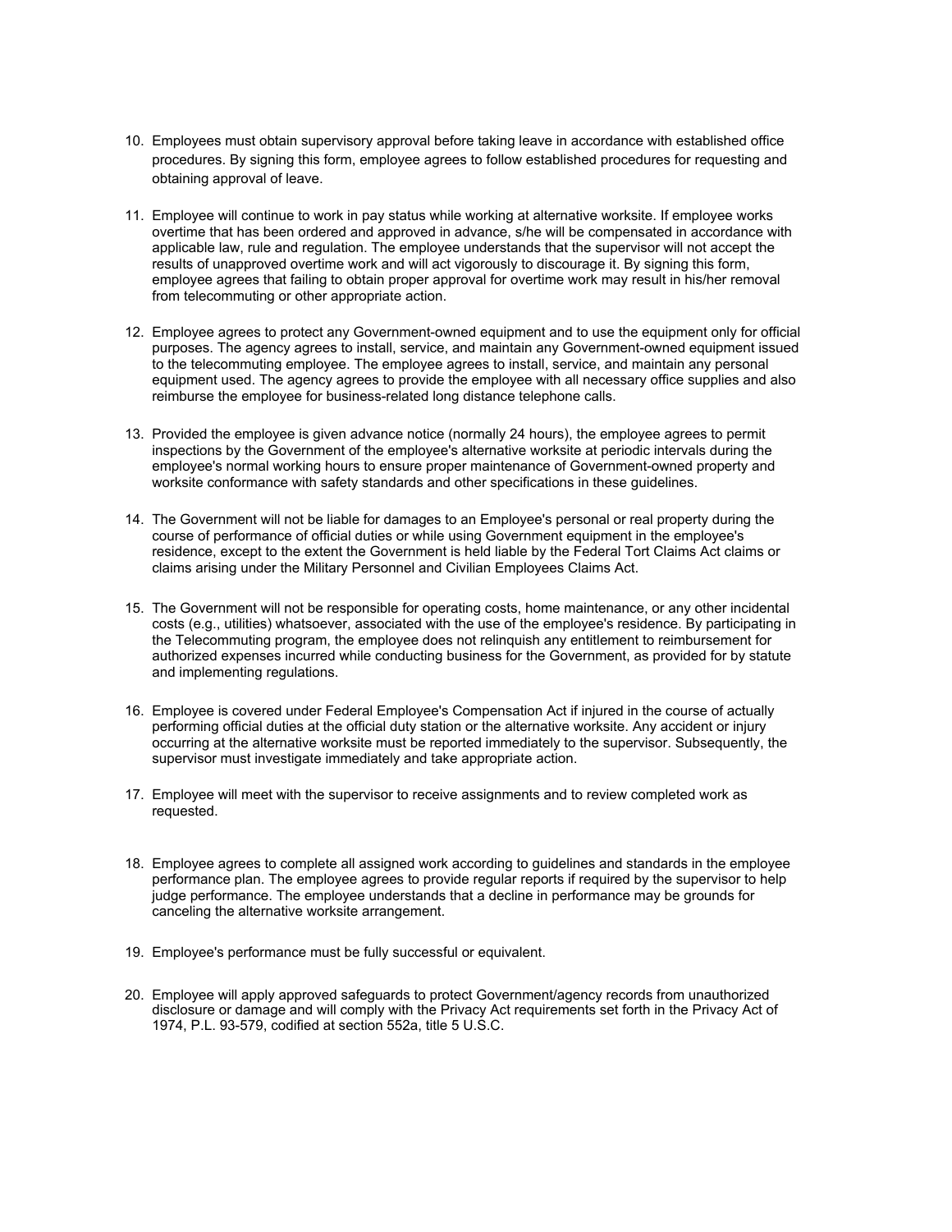10. Employees must obtain supervisory approval before taking leave in accordance with established office procedures. By signing this form, employee agrees to follow established procedures for requesting and obtaining approval of leave.

11. Employee will continue to work in pay status while working at alternative worksite. If employee works overtime that has been ordered and approved in advance, s/he will be compensated in accordance with applicable law, rule and regulation. The employee understands that the supervisor will not accept the results of unapproved overtime work and will act vigorously to discourage it. By signing this form, employee agrees that failing to obtain proper approval for overtime work may result in his/her removal from telecommuting or other appropriate action.

12. Employee agrees to protect any Government-owned equipment and to use the equipment only for official purposes. The agency agrees to install, service, and maintain any Government-owned equipment issued to the telecommuting employee. The employee agrees to install, service, and maintain any personal equipment used. The agency agrees to provide the employee with all necessary office supplies and also reimburse the employee for business-related long distance telephone calls.

13. Provided the employee is given advance notice (normally 24 hours), the employee agrees to permit inspections by the Government of the employee's alternative worksite at periodic intervals during the employee's normal working hours to ensure proper maintenance of Government-owned property and worksite conformance with safety standards and other specifications in these guidelines.

14. The Government will not be liable for damages to an Employee's personal or real property during the course of performance of official duties or while using Government equipment in the employee's residence, except to the extent the Government is held liable by the Federal Tort Claims Act claims or claims arising under the Military Personnel and Civilian Employees Claims Act.

15. The Government will not be responsible for operating costs, home maintenance, or any other incidental costs (e.g., utilities) whatsoever, associated with the use of the employee's residence. By participating in the Telecommuting program, the employee does not relinquish any entitlement to reimbursement for authorized expenses incurred while conducting business for the Government, as provided for by statute and implementing regulations.

16. Employee is covered under Federal Employee's Compensation Act if injured in the course of actually performing official duties at the official duty station or the alternative worksite. Any accident or injury occurring at the alternative worksite must be reported immediately to the supervisor. Subsequently, the supervisor must investigate immediately and take appropriate action.

17. Employee will meet with the supervisor to receive assignments and to review completed work as requested.

18. Employee agrees to complete all assigned work according to guidelines and standards in the employee performance plan. The employee agrees to provide regular reports if required by the supervisor to help judge performance. The employee understands that a decline in performance may be grounds for canceling the alternative worksite arrangement.

19. Employee's performance must be fully successful or equivalent.

20. Employee will apply approved safeguards to protect Government/agency records from unauthorized disclosure or damage and will comply with the Privacy Act requirements set forth in the Privacy Act of 1974, P.L. 93-579, codified at section 552a, title 5 U.S.C.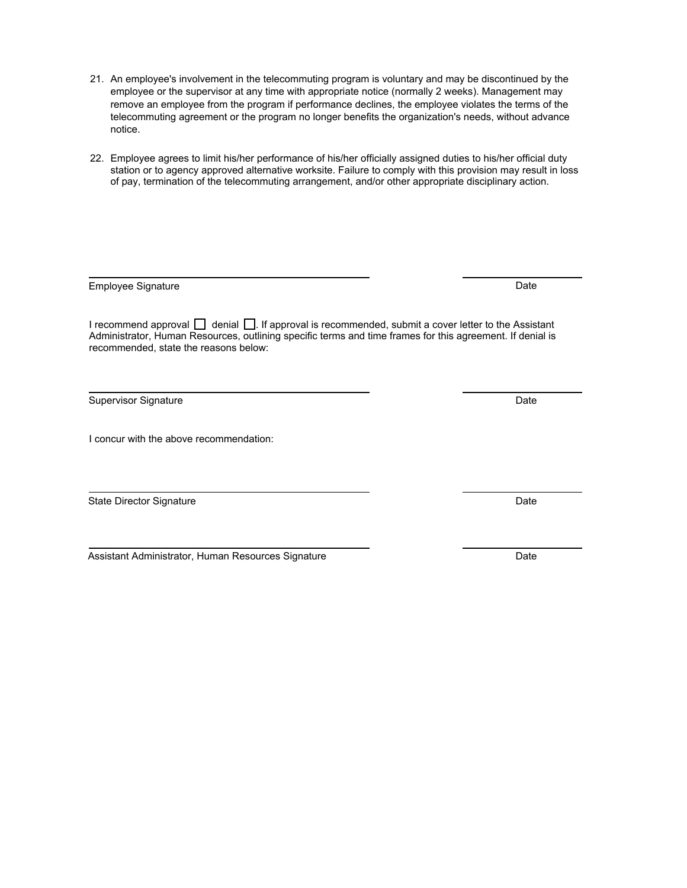21. An employee's involvement in the telecommuting program is voluntary and may be discontinued by the employee or the supervisor at any time with appropriate notice (normally 2 weeks). Management may remove an employee from the program if performance declines, the employee violates the terms of the telecommuting agreement or the program no longer benefits the organization's needs, without advance notice.

22. Employee agrees to limit his/her performance of his/her officially assigned duties to his/her official duty station or to agency approved alternative worksite. Failure to comply with this provision may result in loss of pay, termination of the telecommuting arrangement, and/or other appropriate disciplinary action.

______________________________ ______________

Employee Signature Date

I recommend approval ☐ denial ☐. If approval is recommended, submit a cover letter to the Assistant Administrator, Human Resources, outlining specific terms and time frames for this agreement. If denial is recommended, state the reasons below:

______________________________ ______________

Supervisor Signature Date

I concur with the above recommendation:

______________________________ ______________

State Director Signature Date

______________________________ ______________

Assistant Administrator, Human Resources Signature Date